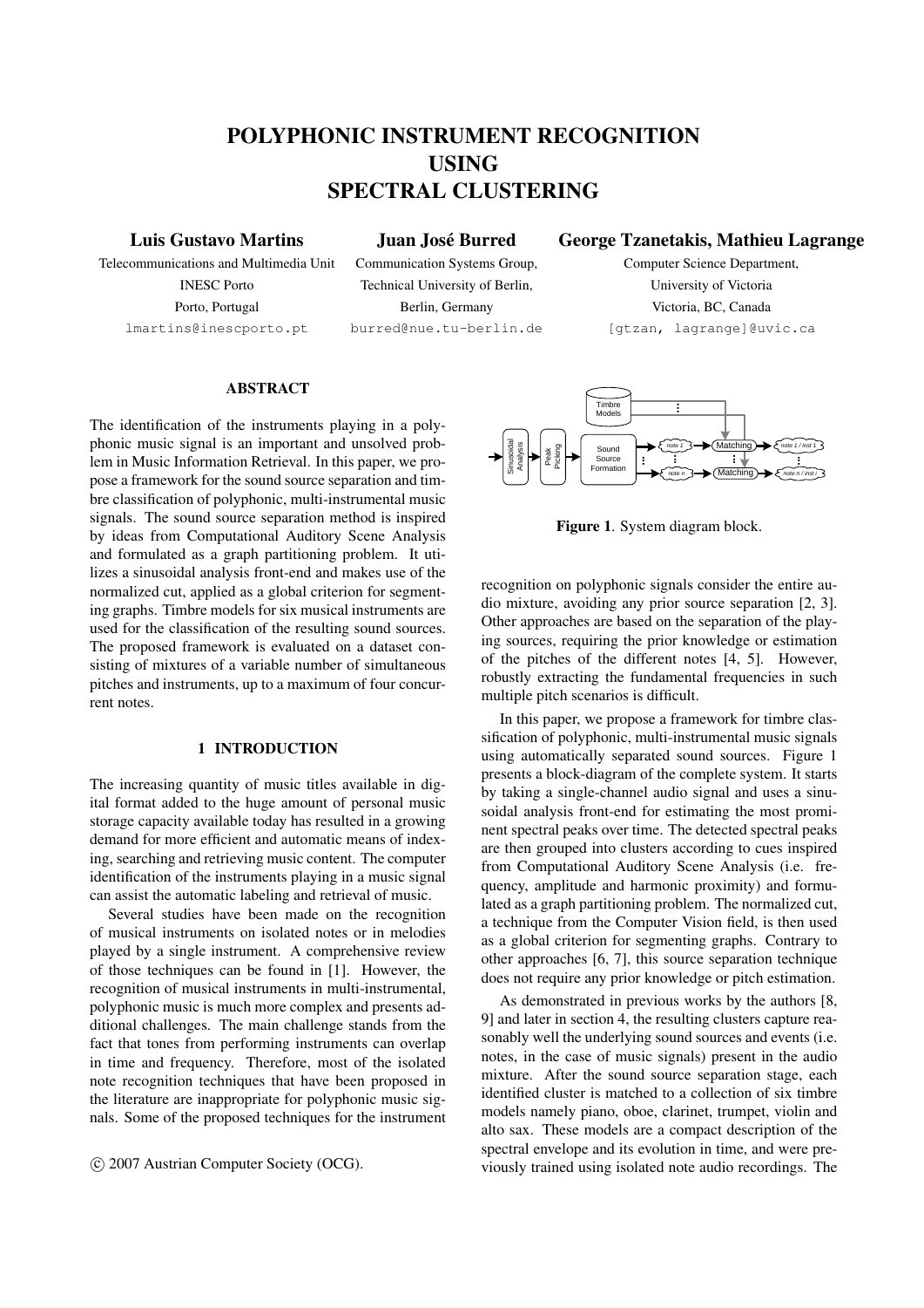# POLYPHONIC INSTRUMENT RECOGNITION USING SPECTRAL CLUSTERING

**Luis Gustavo Martins**
Telecommunications and Multimedia Unit
INESC Porto
Porto, Portugal
lmartins@inescporto.pt

**Juan José Burred**
Communication Systems Group,
Technical University of Berlin,
Berlin, Germany
burred@nue.tu-berlin.de

**George Tzanetakis, Mathieu Lagrange**
Computer Science Department,
University of Victoria
Victoria, BC, Canada
[gtzan, lagrange]@uvic.ca

## ABSTRACT

The identification of the instruments playing in a polyphonic music signal is an important and unsolved problem in Music Information Retrieval. In this paper, we propose a framework for the sound source separation and timbre classification of polyphonic, multi-instrumental music signals. The sound source separation method is inspired by ideas from Computational Auditory Scene Analysis and formulated as a graph partitioning problem. It utilizes a sinusoidal analysis front-end and makes use of the normalized cut, applied as a global criterion for segmenting graphs. Timbre models for six musical instruments are used for the classification of the resulting sound sources. The proposed framework is evaluated on a dataset consisting of mixtures of a variable number of simultaneous pitches and instruments, up to a maximum of four concurrent notes.

## 1 INTRODUCTION

The increasing quantity of music titles available in digital format added to the huge amount of personal music storage capacity available today has resulted in a growing demand for more efficient and automatic means of indexing, searching and retrieving music content. The computer identification of the instruments playing in a music signal can assist the automatic labeling and retrieval of music.

Several studies have been made on the recognition of musical instruments on isolated notes or in melodies played by a single instrument. A comprehensive review of those techniques can be found in [1]. However, the recognition of musical instruments in multi-instrumental, polyphonic music is much more complex and presents additional challenges. The main challenge stands from the fact that tones from performing instruments can overlap in time and frequency. Therefore, most of the isolated note recognition techniques that have been proposed in the literature are inappropriate for polyphonic music signals. Some of the proposed techniques for the instrument recognition on polyphonic signals consider the entire audio mixture, avoiding any prior source separation [2, 3]. Other approaches are based on the separation of the playing sources, requiring the prior knowledge or estimation of the pitches of the different notes [4, 5]. However, robustly extracting the fundamental frequencies in such multiple pitch scenarios is difficult.

© 2007 Austrian Computer Society (OCG).

**Figure 1**. System diagram block.

In this paper, we propose a framework for timbre classification of polyphonic, multi-instrumental music signals using automatically separated sound sources. Figure 1 presents a block-diagram of the complete system. It starts by taking a single-channel audio signal and uses a sinusoidal analysis front-end for estimating the most prominent spectral peaks over time. The detected spectral peaks are then grouped into clusters according to cues inspired from Computational Auditory Scene Analysis (i.e. frequency, amplitude and harmonic proximity) and formulated as a graph partitioning problem. The normalized cut, a technique from the Computer Vision field, is then used as a global criterion for segmenting graphs. Contrary to other approaches [6, 7], this source separation technique does not require any prior knowledge or pitch estimation.

As demonstrated in previous works by the authors [8, 9] and later in section 4, the resulting clusters capture reasonably well the underlying sound sources and events (i.e. notes, in the case of music signals) present in the audio mixture. After the sound source separation stage, each identified cluster is matched to a collection of six timbre models namely piano, oboe, clarinet, trumpet, violin and alto sax. These models are a compact description of the spectral envelope and its evolution in time, and were previously trained using isolated note audio recordings. The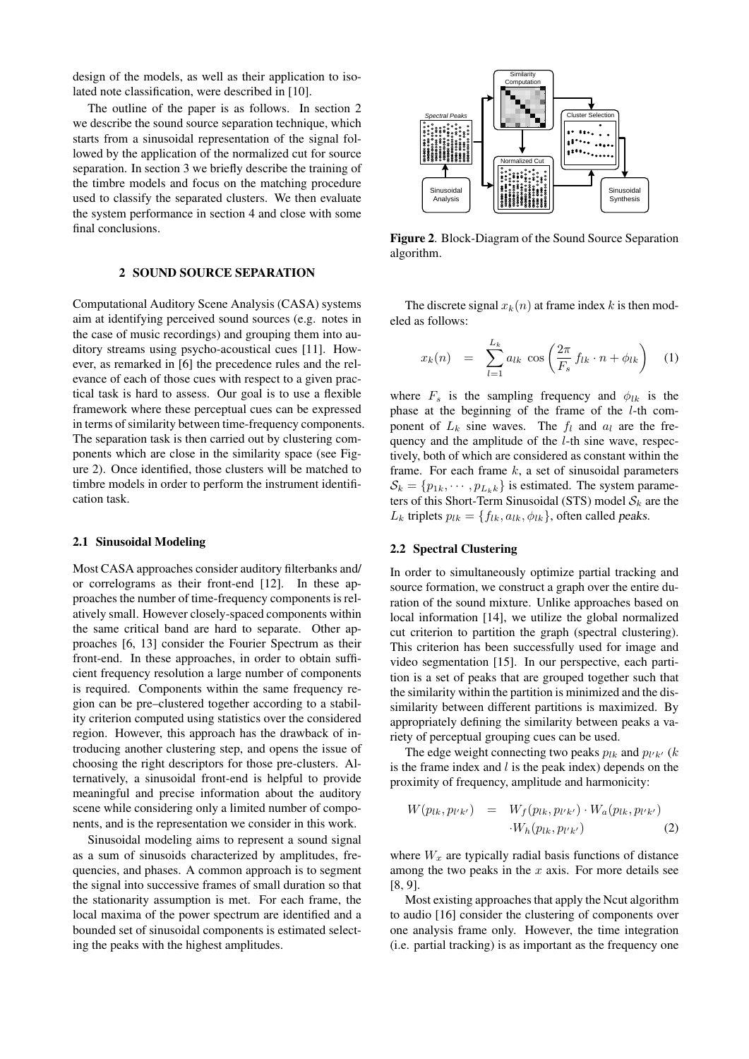design of the models, as well as their application to isolated note classification, were described in [10].

The outline of the paper is as follows. In section 2 we describe the sound source separation technique, which starts from a sinusoidal representation of the signal followed by the application of the normalized cut for source separation. In section 3 we briefly describe the training of the timbre models and focus on the matching procedure used to classify the separated clusters. We then evaluate the system performance in section 4 and close with some final conclusions.

## 2 SOUND SOURCE SEPARATION

Computational Auditory Scene Analysis (CASA) systems aim at identifying perceived sound sources (e.g. notes in the case of music recordings) and grouping them into auditory streams using psycho-acoustical cues [11]. However, as remarked in [6] the precedence rules and the relevance of each of those cues with respect to a given practical task is hard to assess. Our goal is to use a flexible framework where these perceptual cues can be expressed in terms of similarity between time-frequency components. The separation task is then carried out by clustering components which are close in the similarity space (see Figure 2). Once identified, those clusters will be matched to timbre models in order to perform the instrument identification task.

### 2.1 Sinusoidal Modeling

Most CASA approaches consider auditory filterbanks and/ or correlograms as their front-end [12]. In these approaches the number of time-frequency components is relatively small. However closely-spaced components within the same critical band are hard to separate. Other approaches [6, 13] consider the Fourier Spectrum as their front-end. In these approaches, in order to obtain sufficient frequency resolution a large number of components is required. Components within the same frequency region can be pre–clustered together according to a stability criterion computed using statistics over the considered region. However, this approach has the drawback of introducing another clustering step, and opens the issue of choosing the right descriptors for those pre-clusters. Alternatively, a sinusoidal front-end is helpful to provide meaningful and precise information about the auditory scene while considering only a limited number of components, and is the representation we consider in this work.

Sinusoidal modeling aims to represent a sound signal as a sum of sinusoids characterized by amplitudes, frequencies, and phases. A common approach is to segment the signal into successive frames of small duration so that the stationarity assumption is met. For each frame, the local maxima of the power spectrum are identified and a bounded set of sinusoidal components is estimated selecting the peaks with the highest amplitudes.

**Figure 2**. Block-Diagram of the Sound Source Separation algorithm.

The discrete signal $x_k(n)$ at frame index $k$ is then modeled as follows:

$$x_k(n) \quad = \quad \sum_{l=1}^{L_k} a_{lk} \, \cos\left(\frac{2\pi}{F_s} \, f_{lk} \cdot n + \phi_{lk}\right) \qquad (1)$$

where $F_s$ is the sampling frequency and $\phi_{lk}$ is the phase at the beginning of the frame of the $l$-th component of $L_k$ sine waves. The $f_l$ and $a_l$ are the frequency and the amplitude of the $l$-th sine wave, respectively, both of which are considered as constant within the frame. For each frame $k$, a set of sinusoidal parameters $\mathcal{S}_k = \{p_{1k}, \cdots, p_{L_k k}\}$ is estimated. The system parameters of this Short-Term Sinusoidal (STS) model $\mathcal{S}_k$ are the $L_k$ triplets $p_{lk} = \{f_{lk}, a_{lk}, \phi_{lk}\}$, often called *peaks*.

### 2.2 Spectral Clustering

In order to simultaneously optimize partial tracking and source formation, we construct a graph over the entire duration of the sound mixture. Unlike approaches based on local information [14], we utilize the global normalized cut criterion to partition the graph (spectral clustering). This criterion has been successfully used for image and video segmentation [15]. In our perspective, each partition is a set of peaks that are grouped together such that the similarity within the partition is minimized and the dissimilarity between different partitions is maximized. By appropriately defining the similarity between peaks a variety of perceptual grouping cues can be used.

The edge weight connecting two peaks $p_{lk}$ and $p_{l'k'}$ ($k$ is the frame index and $l$ is the peak index) depends on the proximity of frequency, amplitude and harmonicity:

$$\begin{aligned} W(p_{lk}, p_{l'k'}) \quad &= \quad W_f(p_{lk}, p_{l'k'}) \cdot W_a(p_{lk}, p_{l'k'}) \\ &\quad \cdot W_h(p_{lk}, p_{l'k'}) \end{aligned} \qquad (2)$$

where $W_x$ are typically radial basis functions of distance among the two peaks in the $x$ axis. For more details see [8, 9].

Most existing approaches that apply the Ncut algorithm to audio [16] consider the clustering of components over one analysis frame only. However, the time integration (i.e. partial tracking) is as important as the frequency one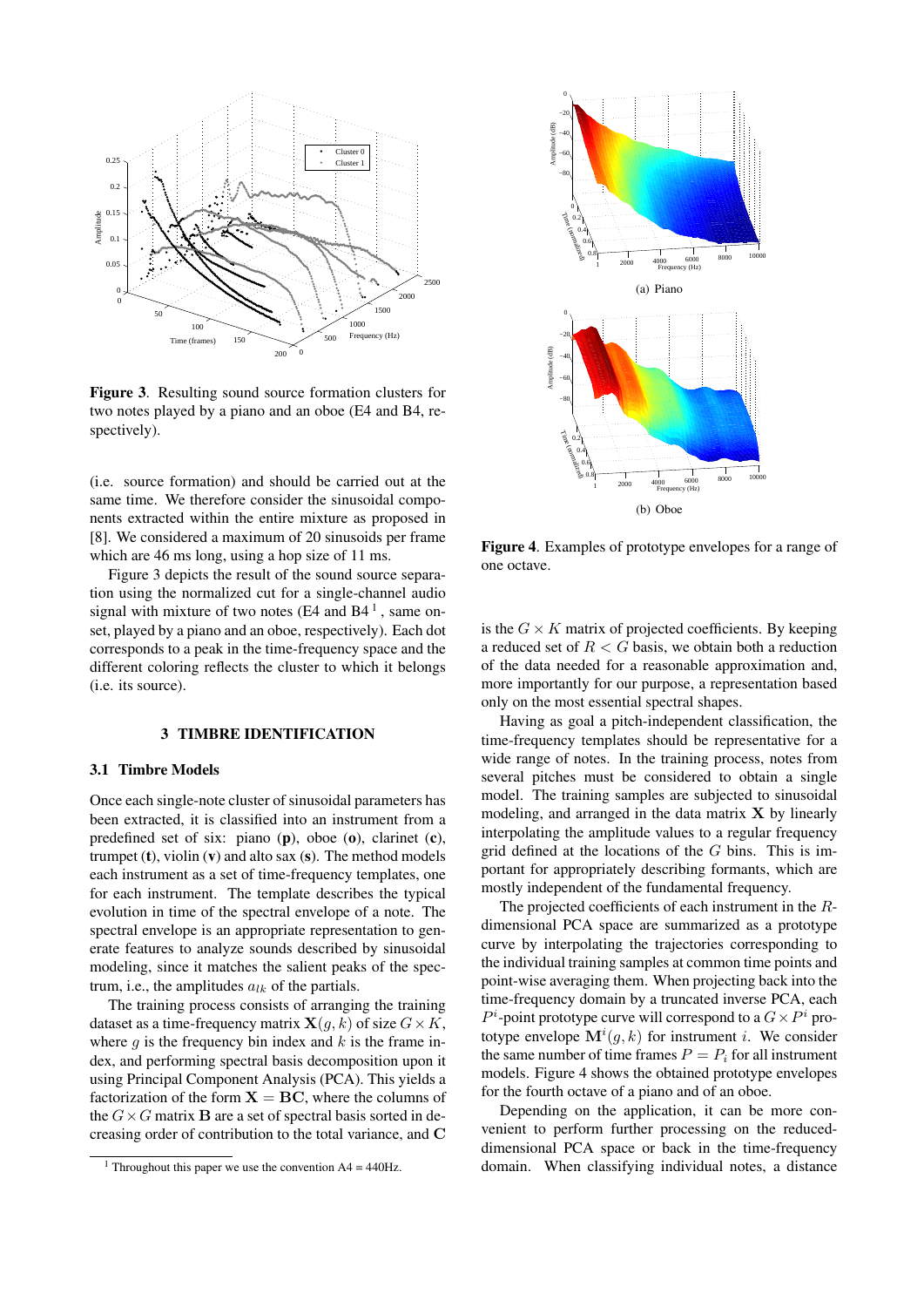**Figure 3**. Resulting sound source formation clusters for two notes played by a piano and an oboe (E4 and B4, respectively).

(i.e. source formation) and should be carried out at the same time. We therefore consider the sinusoidal components extracted within the entire mixture as proposed in [8]. We considered a maximum of 20 sinusoids per frame which are 46 ms long, using a hop size of 11 ms.

Figure 3 depicts the result of the sound source separation using the normalized cut for a single-channel audio signal with mixture of two notes (E4 and B4 [1], same onset, played by a piano and an oboe, respectively). Each dot corresponds to a peak in the time-frequency space and the different coloring reflects the cluster to which it belongs (i.e. its source).

## 3 TIMBRE IDENTIFICATION

### 3.1 Timbre Models

Once each single-note cluster of sinusoidal parameters has been extracted, it is classified into an instrument from a predefined set of six: piano (**p**), oboe (**o**), clarinet (**c**), trumpet (**t**), violin (**v**) and alto sax (**s**). The method models each instrument as a set of time-frequency templates, one for each instrument. The template describes the typical evolution in time of the spectral envelope of a note. The spectral envelope is an appropriate representation to generate features to analyze sounds described by sinusoidal modeling, since it matches the salient peaks of the spectrum, i.e., the amplitudes $a_{lk}$ of the partials.

The training process consists of arranging the training dataset as a time-frequency matrix $\mathbf{X}(g, k)$ of size $G \times K$, where $g$ is the frequency bin index and $k$ is the frame index, and performing spectral basis decomposition upon it using Principal Component Analysis (PCA). This yields a factorization of the form $\mathbf{X} = \mathbf{BC}$, where the columns of the $G \times G$ matrix $\mathbf{B}$ are a set of spectral basis sorted in decreasing order of contribution to the total variance, and $\mathbf{C}$

[1] Throughout this paper we use the convention A4 = 440Hz.

(a) Piano

(b) Oboe

**Figure 4**. Examples of prototype envelopes for a range of one octave.

is the $G \times K$ matrix of projected coefficients. By keeping a reduced set of $R < G$ basis, we obtain both a reduction of the data needed for a reasonable approximation and, more importantly for our purpose, a representation based only on the most essential spectral shapes.

Having as goal a pitch-independent classification, the time-frequency templates should be representative for a wide range of notes. In the training process, notes from several pitches must be considered to obtain a single model. The training samples are subjected to sinusoidal modeling, and arranged in the data matrix $\mathbf{X}$ by linearly interpolating the amplitude values to a regular frequency grid defined at the locations of the $G$ bins. This is important for appropriately describing formants, which are mostly independent of the fundamental frequency.

The projected coefficients of each instrument in the $R$-dimensional PCA space are summarized as a prototype curve by interpolating the trajectories corresponding to the individual training samples at common time points and point-wise averaging them. When projecting back into the time-frequency domain by a truncated inverse PCA, each $P^i$-point prototype curve will correspond to a $G \times P^i$ prototype envelope $\mathbf{M}^i(g, k)$ for instrument $i$. We consider the same number of time frames $P = P_i$ for all instrument models. Figure 4 shows the obtained prototype envelopes for the fourth octave of a piano and of an oboe.

Depending on the application, it can be more convenient to perform further processing on the reduced-dimensional PCA space or back in the time-frequency domain. When classifying individual notes, a distance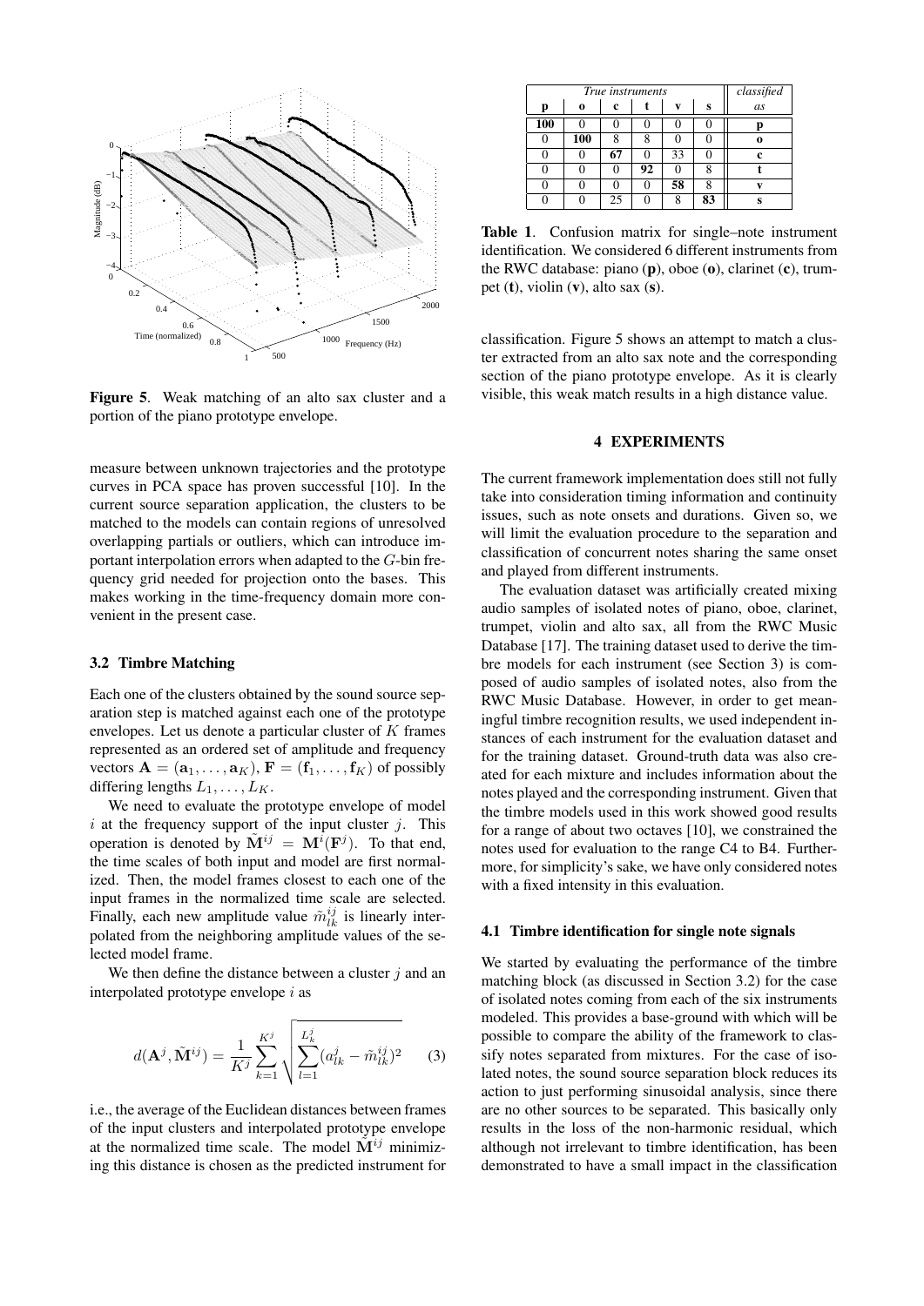Figure 5. Weak matching of an alto sax cluster and a portion of the piano prototype envelope.

measure between unknown trajectories and the prototype curves in PCA space has proven successful [10]. In the current source separation application, the clusters to be matched to the models can contain regions of unresolved overlapping partials or outliers, which can introduce important interpolation errors when adapted to the $G$-bin frequency grid needed for projection onto the bases. This makes working in the time-frequency domain more convenient in the present case.

### 3.2 Timbre Matching

Each one of the clusters obtained by the sound source separation step is matched against each one of the prototype envelopes. Let us denote a particular cluster of $K$ frames represented as an ordered set of amplitude and frequency vectors $\mathbf{A} = (\mathbf{a}_1, \ldots, \mathbf{a}_K)$, $\mathbf{F} = (\mathbf{f}_1, \ldots, \mathbf{f}_K)$ of possibly differing lengths $L_1, \ldots, L_K$.

We need to evaluate the prototype envelope of model $i$ at the frequency support of the input cluster $j$. This operation is denoted by $\tilde{\mathbf{M}}^{ij} = \mathbf{M}^i(\mathbf{F}^j)$. To that end, the time scales of both input and model are first normalized. Then, the model frames closest to each one of the input frames in the normalized time scale are selected. Finally, each new amplitude value $\tilde{m}^{ij}_{lk}$ is linearly interpolated from the neighboring amplitude values of the selected model frame.

We then define the distance between a cluster $j$ and an interpolated prototype envelope $i$ as

$$d(\mathbf{A}^j, \tilde{\mathbf{M}}^{ij}) = \frac{1}{K^j} \sum_{k=1}^{K^j} \sqrt{\sum_{l=1}^{L^j_k} (a^j_{lk} - \tilde{m}^{ij}_{lk})^2} \qquad (3)$$

i.e., the average of the Euclidean distances between frames of the input clusters and interpolated prototype envelope at the normalized time scale. The model $\tilde{\mathbf{M}}^{ij}$ minimizing this distance is chosen as the predicted instrument for classification. Figure 5 shows an attempt to match a cluster extracted from an alto sax note and the corresponding section of the piano prototype envelope. As it is clearly visible, this weak match results in a high distance value.

| *True instruments* | | | | | | *classified* |
|---|---|---|---|---|---|---|
| **p** | **o** | **c** | **t** | **v** | **s** | *as* |
| **100** | 0 | 0 | 0 | 0 | 0 | **p** |
| 0 | **100** | 8 | 8 | 0 | 0 | **o** |
| 0 | 0 | **67** | 0 | 33 | 0 | **c** |
| 0 | 0 | 0 | **92** | 0 | 8 | **t** |
| 0 | 0 | 0 | 0 | **58** | 8 | **v** |
| 0 | 0 | 25 | 0 | 8 | **83** | **s** |

**Table 1**. Confusion matrix for single–note instrument identification. We considered 6 different instruments from the RWC database: piano (**p**), oboe (**o**), clarinet (**c**), trumpet (**t**), violin (**v**), alto sax (**s**).

## 4 EXPERIMENTS

The current framework implementation does still not fully take into consideration timing information and continuity issues, such as note onsets and durations. Given so, we will limit the evaluation procedure to the separation and classification of concurrent notes sharing the same onset and played from different instruments.

The evaluation dataset was artificially created mixing audio samples of isolated notes of piano, oboe, clarinet, trumpet, violin and alto sax, all from the RWC Music Database [17]. The training dataset used to derive the timbre models for each instrument (see Section 3) is composed of audio samples of isolated notes, also from the RWC Music Database. However, in order to get meaningful timbre recognition results, we used independent instances of each instrument for the evaluation dataset and for the training dataset. Ground-truth data was also created for each mixture and includes information about the notes played and the corresponding instrument. Given that the timbre models used in this work showed good results for a range of about two octaves [10], we constrained the notes used for evaluation to the range C4 to B4. Furthermore, for simplicity's sake, we have only considered notes with a fixed intensity in this evaluation.

### 4.1 Timbre identification for single note signals

We started by evaluating the performance of the timbre matching block (as discussed in Section 3.2) for the case of isolated notes coming from each of the six instruments modeled. This provides a base-ground with which will be possible to compare the ability of the framework to classify notes separated from mixtures. For the case of isolated notes, the sound source separation block reduces its action to just performing sinusoidal analysis, since there are no other sources to be separated. This basically only results in the loss of the non-harmonic residual, which although not irrelevant to timbre identification, has been demonstrated to have a small impact in the classification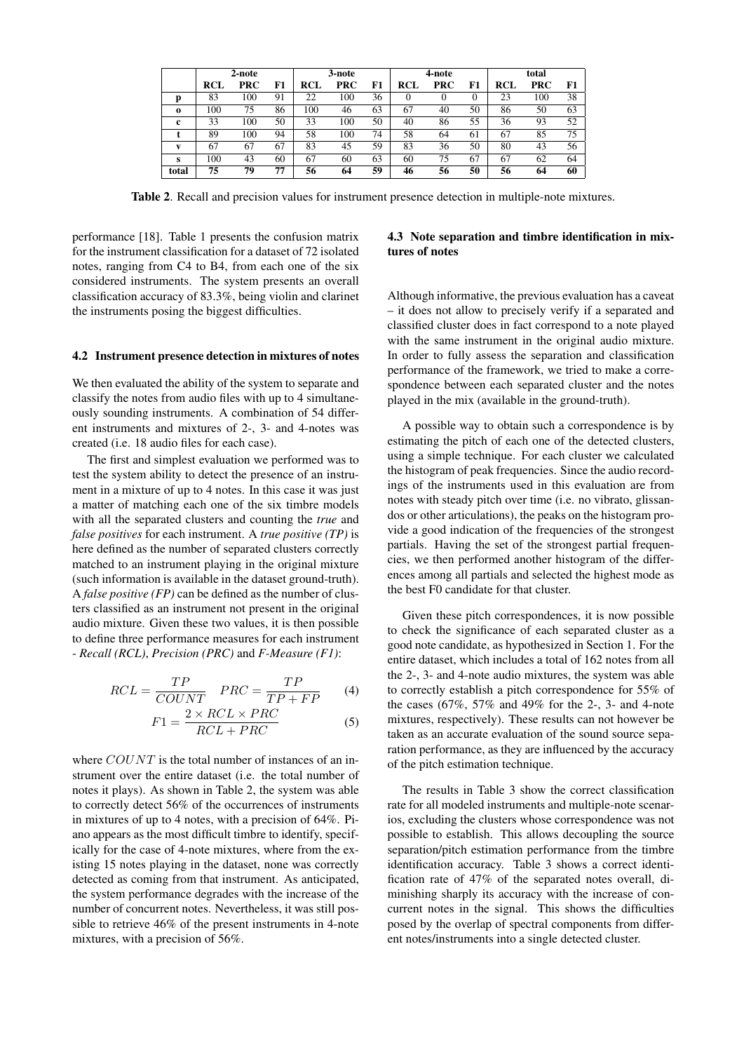|  | 2-note |  |  | 3-note |  |  | 4-note |  |  | total |  |  |
|---|---|---|---|---|---|---|---|---|---|---|---|---|
|  | **RCL** | **PRC** | **F1** | **RCL** | **PRC** | **F1** | **RCL** | **PRC** | **F1** | **RCL** | **PRC** | **F1** |
| **p** | 83 | 100 | 91 | 22 | 100 | 36 | 0 | 0 | 0 | 23 | 100 | 38 |
| **o** | 100 | 75 | 86 | 100 | 46 | 63 | 67 | 40 | 50 | 86 | 50 | 63 |
| **c** | 33 | 100 | 50 | 33 | 100 | 50 | 40 | 86 | 55 | 36 | 93 | 52 |
| **t** | 89 | 100 | 94 | 58 | 100 | 74 | 58 | 64 | 61 | 67 | 85 | 75 |
| **v** | 67 | 67 | 67 | 83 | 45 | 59 | 83 | 36 | 50 | 80 | 43 | 56 |
| **s** | 100 | 43 | 60 | 67 | 60 | 63 | 60 | 75 | 67 | 67 | 62 | 64 |
| **total** | **75** | **79** | **77** | **56** | **64** | **59** | **46** | **56** | **50** | **56** | **64** | **60** |

**Table 2**. Recall and precision values for instrument presence detection in multiple-note mixtures.

performance [18]. Table 1 presents the confusion matrix for the instrument classification for a dataset of 72 isolated notes, ranging from C4 to B4, from each one of the six considered instruments. The system presents an overall classification accuracy of 83.3%, being violin and clarinet the instruments posing the biggest difficulties.

### 4.2 Instrument presence detection in mixtures of notes

We then evaluated the ability of the system to separate and classify the notes from audio files with up to 4 simultaneously sounding instruments. A combination of 54 different instruments and mixtures of 2-, 3- and 4-notes was created (i.e. 18 audio files for each case).

The first and simplest evaluation we performed was to test the system ability to detect the presence of an instrument in a mixture of up to 4 notes. In this case it was just a matter of matching each one of the six timbre models with all the separated clusters and counting the *true* and *false positives* for each instrument. A *true positive (TP)* is here defined as the number of separated clusters correctly matched to an instrument playing in the original mixture (such information is available in the dataset ground-truth). A *false positive (FP)* can be defined as the number of clusters classified as an instrument not present in the original audio mixture. Given these two values, it is then possible to define three performance measures for each instrument - *Recall (RCL)*, *Precision (PRC)* and *F-Measure (F1)*:

$$RCL = \frac{TP}{COUNT} \quad PRC = \frac{TP}{TP + FP} \tag{4}$$

$$F1 = \frac{2 \times RCL \times PRC}{RCL + PRC} \tag{5}$$

where $COUNT$ is the total number of instances of an instrument over the entire dataset (i.e. the total number of notes it plays). As shown in Table 2, the system was able to correctly detect 56% of the occurrences of instruments in mixtures of up to 4 notes, with a precision of 64%. Piano appears as the most difficult timbre to identify, specifically for the case of 4-note mixtures, where from the existing 15 notes playing in the dataset, none was correctly detected as coming from that instrument. As anticipated, the system performance degrades with the increase of the number of concurrent notes. Nevertheless, it was still possible to retrieve 46% of the present instruments in 4-note mixtures, with a precision of 56%.

### 4.3 Note separation and timbre identification in mixtures of notes

Although informative, the previous evaluation has a caveat – it does not allow to precisely verify if a separated and classified cluster does in fact correspond to a note played with the same instrument in the original audio mixture. In order to fully assess the separation and classification performance of the framework, we tried to make a correspondence between each separated cluster and the notes played in the mix (available in the ground-truth).

A possible way to obtain such a correspondence is by estimating the pitch of each one of the detected clusters, using a simple technique. For each cluster we calculated the histogram of peak frequencies. Since the audio recordings of the instruments used in this evaluation are from notes with steady pitch over time (i.e. no vibrato, glissandos or other articulations), the peaks on the histogram provide a good indication of the frequencies of the strongest partials. Having the set of the strongest partial frequencies, we then performed another histogram of the differences among all partials and selected the highest mode as the best F0 candidate for that cluster.

Given these pitch correspondences, it is now possible to check the significance of each separated cluster as a good note candidate, as hypothesized in Section 1. For the entire dataset, which includes a total of 162 notes from all the 2-, 3- and 4-note audio mixtures, the system was able to correctly establish a pitch correspondence for 55% of the cases (67%, 57% and 49% for the 2-, 3- and 4-note mixtures, respectively). These results can not however be taken as an accurate evaluation of the sound source separation performance, as they are influenced by the accuracy of the pitch estimation technique.

The results in Table 3 show the correct classification rate for all modeled instruments and multiple-note scenarios, excluding the clusters whose correspondence was not possible to establish. This allows decoupling the source separation/pitch estimation performance from the timbre identification accuracy. Table 3 shows a correct identification rate of 47% of the separated notes overall, diminishing sharply its accuracy with the increase of concurrent notes in the signal. This shows the difficulties posed by the overlap of spectral components from different notes/instruments into a single detected cluster.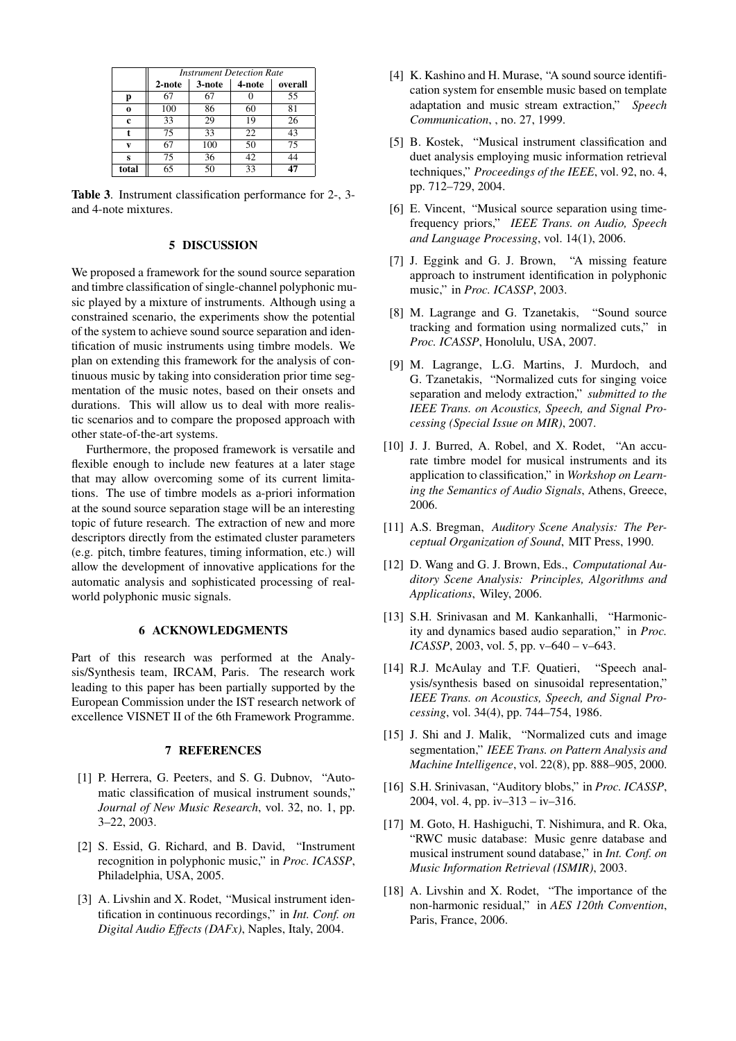| | *Instrument Detection Rate* | | | |
|---|---|---|---|---|
| | **2-note** | **3-note** | **4-note** | **overall** |
| **p** | 67 | 67 | 0 | 55 |
| **o** | 100 | 86 | 60 | 81 |
| **c** | 33 | 29 | 19 | 26 |
| **t** | 75 | 33 | 22 | 43 |
| **v** | 67 | 100 | 50 | 75 |
| **s** | 75 | 36 | 42 | 44 |
| **total** | 65 | 50 | 33 | **47** |

**Table 3**. Instrument classification performance for 2-, 3- and 4-note mixtures.

## 5 DISCUSSION

We proposed a framework for the sound source separation and timbre classification of single-channel polyphonic music played by a mixture of instruments. Although using a constrained scenario, the experiments show the potential of the system to achieve sound source separation and identification of music instruments using timbre models. We plan on extending this framework for the analysis of continuous music by taking into consideration prior time segmentation of the music notes, based on their onsets and durations. This will allow us to deal with more realistic scenarios and to compare the proposed approach with other state-of-the-art systems.

Furthermore, the proposed framework is versatile and flexible enough to include new features at a later stage that may allow overcoming some of its current limitations. The use of timbre models as a-priori information at the sound source separation stage will be an interesting topic of future research. The extraction of new and more descriptors directly from the estimated cluster parameters (e.g. pitch, timbre features, timing information, etc.) will allow the development of innovative applications for the automatic analysis and sophisticated processing of real-world polyphonic music signals.

## 6 ACKNOWLEDGMENTS

Part of this research was performed at the Analysis/Synthesis team, IRCAM, Paris. The research work leading to this paper has been partially supported by the European Commission under the IST research network of excellence VISNET II of the 6th Framework Programme.

## 7 REFERENCES

[1] P. Herrera, G. Peeters, and S. G. Dubnov, "Automatic classification of musical instrument sounds," *Journal of New Music Research*, vol. 32, no. 1, pp. 3–22, 2003.

[2] S. Essid, G. Richard, and B. David, "Instrument recognition in polyphonic music," in *Proc. ICASSP*, Philadelphia, USA, 2005.

[3] A. Livshin and X. Rodet, "Musical instrument identification in continuous recordings," in *Int. Conf. on Digital Audio Effects (DAFx)*, Naples, Italy, 2004.

[4] K. Kashino and H. Murase, "A sound source identification system for ensemble music based on template adaptation and music stream extraction," *Speech Communication*, , no. 27, 1999.

[5] B. Kostek, "Musical instrument classification and duet analysis employing music information retrieval techniques," *Proceedings of the IEEE*, vol. 92, no. 4, pp. 712–729, 2004.

[6] E. Vincent, "Musical source separation using time-frequency priors," *IEEE Trans. on Audio, Speech and Language Processing*, vol. 14(1), 2006.

[7] J. Eggink and G. J. Brown, "A missing feature approach to instrument identification in polyphonic music," in *Proc. ICASSP*, 2003.

[8] M. Lagrange and G. Tzanetakis, "Sound source tracking and formation using normalized cuts," in *Proc. ICASSP*, Honolulu, USA, 2007.

[9] M. Lagrange, L.G. Martins, J. Murdoch, and G. Tzanetakis, "Normalized cuts for singing voice separation and melody extraction," *submitted to the IEEE Trans. on Acoustics, Speech, and Signal Processing (Special Issue on MIR)*, 2007.

[10] J. J. Burred, A. Robel, and X. Rodet, "An accurate timbre model for musical instruments and its application to classification," in *Workshop on Learning the Semantics of Audio Signals*, Athens, Greece, 2006.

[11] A.S. Bregman, *Auditory Scene Analysis: The Perceptual Organization of Sound*, MIT Press, 1990.

[12] D. Wang and G. J. Brown, Eds., *Computational Auditory Scene Analysis: Principles, Algorithms and Applications*, Wiley, 2006.

[13] S.H. Srinivasan and M. Kankanhalli, "Harmonicity and dynamics based audio separation," in *Proc. ICASSP*, 2003, vol. 5, pp. v–640 – v–643.

[14] R.J. McAulay and T.F. Quatieri, "Speech analysis/synthesis based on sinusoidal representation," *IEEE Trans. on Acoustics, Speech, and Signal Processing*, vol. 34(4), pp. 744–754, 1986.

[15] J. Shi and J. Malik, "Normalized cuts and image segmentation," *IEEE Trans. on Pattern Analysis and Machine Intelligence*, vol. 22(8), pp. 888–905, 2000.

[16] S.H. Srinivasan, "Auditory blobs," in *Proc. ICASSP*, 2004, vol. 4, pp. iv–313 – iv–316.

[17] M. Goto, H. Hashiguchi, T. Nishimura, and R. Oka, "RWC music database: Music genre database and musical instrument sound database," in *Int. Conf. on Music Information Retrieval (ISMIR)*, 2003.

[18] A. Livshin and X. Rodet, "The importance of the non-harmonic residual," in *AES 120th Convention*, Paris, France, 2006.